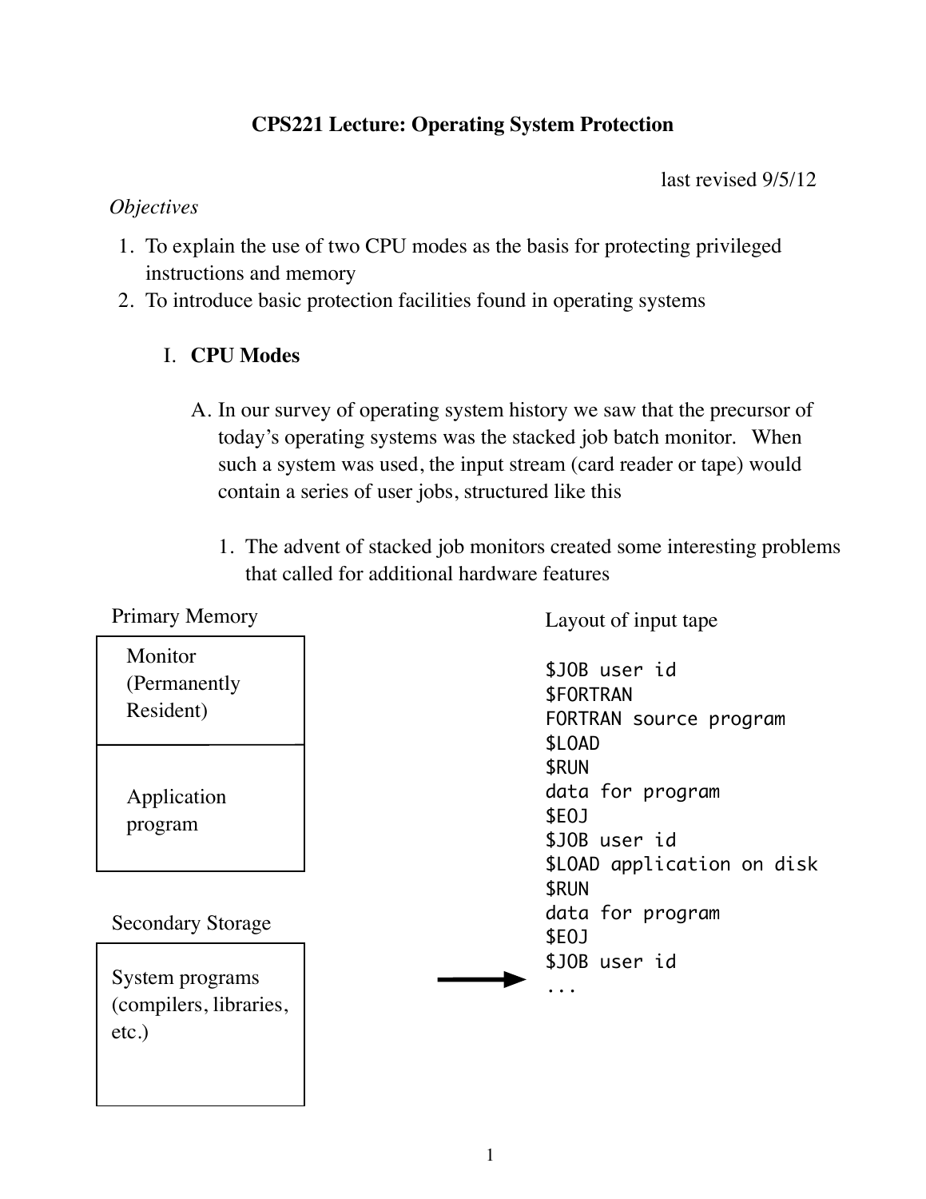# CPS221 Lecture: Operating System Protection

last revised 9/5/12

*Objectives*

1. To explain the use of two CPU modes as the basis for protecting privileged instructions and memory
2. To introduce basic protection facilities found in operating systems

## I. **CPU Modes**

A. In our survey of operating system history we saw that the precursor of today's operating systems was the stacked job batch monitor. When such a system was used, the input stream (card reader or tape) would contain a series of user jobs, structured like this

1. The advent of stacked job monitors created some interesting problems that called for additional hardware features

Primary Memory

| Monitor (Permanently Resident) |
| --- |
| Application program |

Secondary Storage

| System programs (compilers, libraries, etc.) |
| --- |

Layout of input tape

```
$JOB user id
$FORTRAN
FORTRAN source program
$LOAD
$RUN
data for program
$EOJ
$JOB user id
$LOAD application on disk
$RUN
data for program
$EOJ
$JOB user id
...
```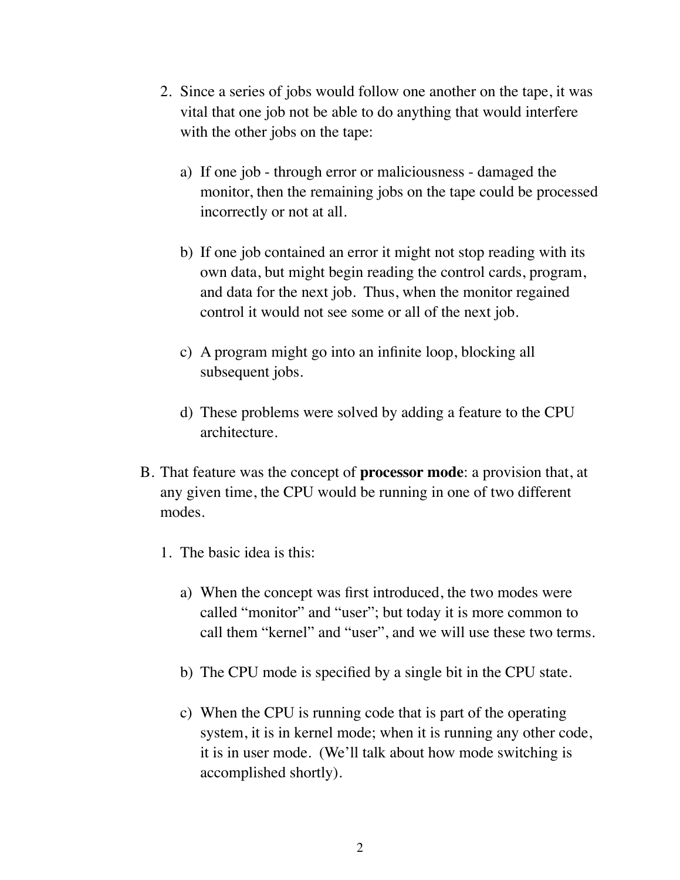2. Since a series of jobs would follow one another on the tape, it was vital that one job not be able to do anything that would interfere with the other jobs on the tape:

   a) If one job - through error or maliciousness - damaged the monitor, then the remaining jobs on the tape could be processed incorrectly or not at all.

   b) If one job contained an error it might not stop reading with its own data, but might begin reading the control cards, program, and data for the next job. Thus, when the monitor regained control it would not see some or all of the next job.

   c) A program might go into an infinite loop, blocking all subsequent jobs.

   d) These problems were solved by adding a feature to the CPU architecture.

B. That feature was the concept of **processor mode**: a provision that, at any given time, the CPU would be running in one of two different modes.

1. The basic idea is this:

   a) When the concept was first introduced, the two modes were called "monitor" and "user"; but today it is more common to call them "kernel" and "user", and we will use these two terms.

   b) The CPU mode is specified by a single bit in the CPU state.

   c) When the CPU is running code that is part of the operating system, it is in kernel mode; when it is running any other code, it is in user mode. (We'll talk about how mode switching is accomplished shortly).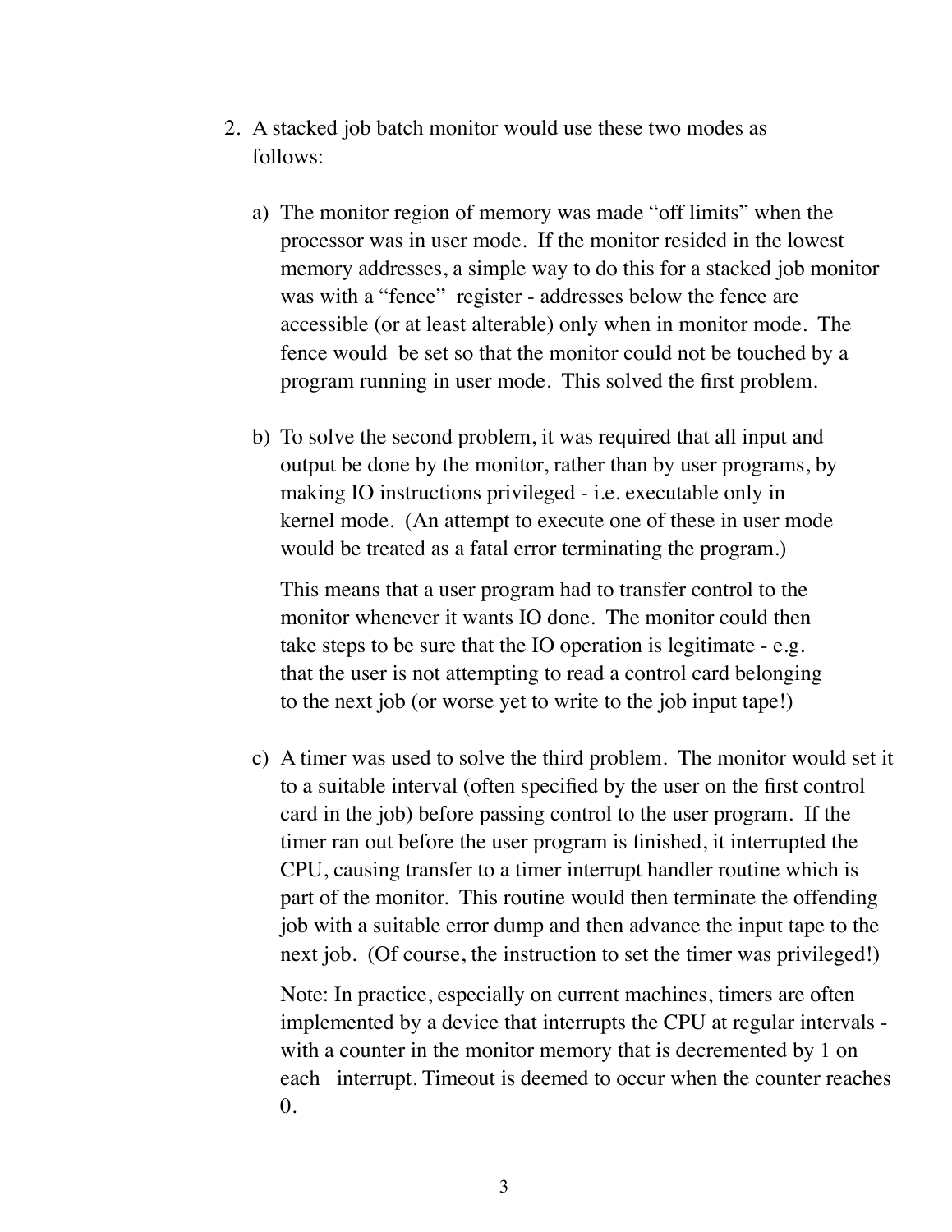2. A stacked job batch monitor would use these two modes as follows:

   a) The monitor region of memory was made "off limits" when the processor was in user mode. If the monitor resided in the lowest memory addresses, a simple way to do this for a stacked job monitor was with a "fence" register - addresses below the fence are accessible (or at least alterable) only when in monitor mode. The fence would be set so that the monitor could not be touched by a program running in user mode. This solved the first problem.

   b) To solve the second problem, it was required that all input and output be done by the monitor, rather than by user programs, by making IO instructions privileged - i.e. executable only in kernel mode. (An attempt to execute one of these in user mode would be treated as a fatal error terminating the program.)

      This means that a user program had to transfer control to the monitor whenever it wants IO done. The monitor could then take steps to be sure that the IO operation is legitimate - e.g. that the user is not attempting to read a control card belonging to the next job (or worse yet to write to the job input tape!)

   c) A timer was used to solve the third problem. The monitor would set it to a suitable interval (often specified by the user on the first control card in the job) before passing control to the user program. If the timer ran out before the user program is finished, it interrupted the CPU, causing transfer to a timer interrupt handler routine which is part of the monitor. This routine would then terminate the offending job with a suitable error dump and then advance the input tape to the next job. (Of course, the instruction to set the timer was privileged!)

      Note: In practice, especially on current machines, timers are often implemented by a device that interrupts the CPU at regular intervals - with a counter in the monitor memory that is decremented by 1 on each interrupt. Timeout is deemed to occur when the counter reaches 0.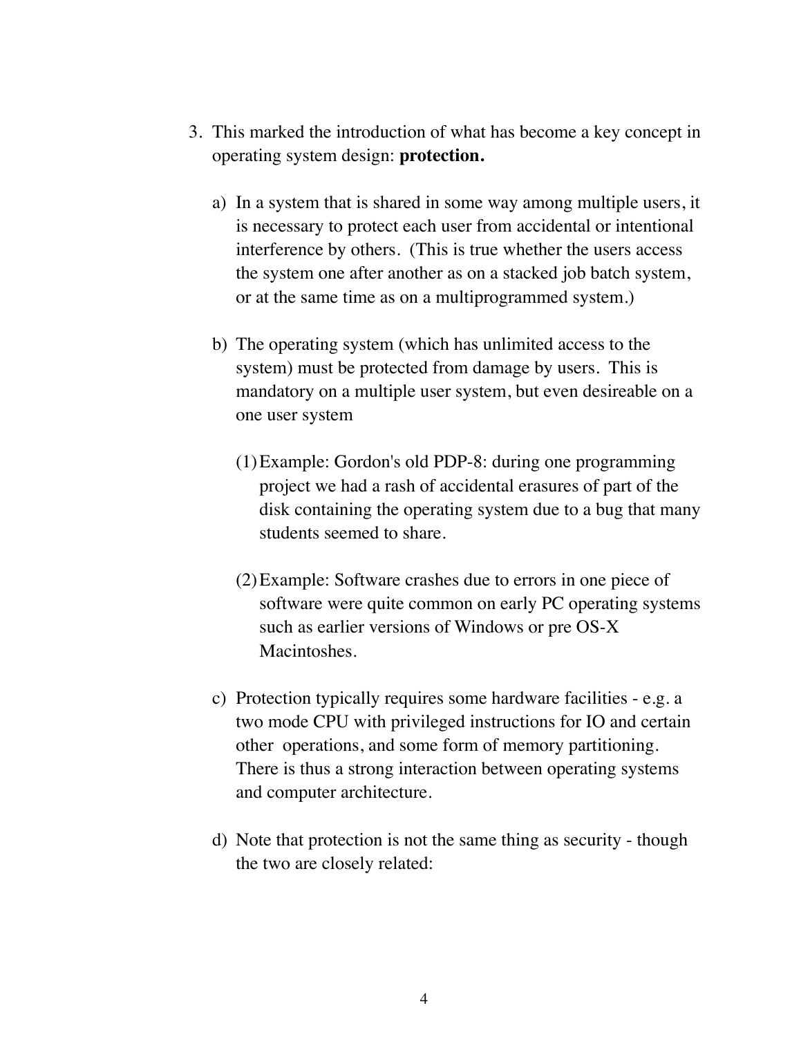3. This marked the introduction of what has become a key concept in operating system design: **protection.**

   a) In a system that is shared in some way among multiple users, it is necessary to protect each user from accidental or intentional interference by others. (This is true whether the users access the system one after another as on a stacked job batch system, or at the same time as on a multiprogrammed system.)

   b) The operating system (which has unlimited access to the system) must be protected from damage by users. This is mandatory on a multiple user system, but even desireable on a one user system

      (1) Example: Gordon's old PDP-8: during one programming project we had a rash of accidental erasures of part of the disk containing the operating system due to a bug that many students seemed to share.

      (2) Example: Software crashes due to errors in one piece of software were quite common on early PC operating systems such as earlier versions of Windows or pre OS-X Macintoshes.

   c) Protection typically requires some hardware facilities - e.g. a two mode CPU with privileged instructions for IO and certain other operations, and some form of memory partitioning. There is thus a strong interaction between operating systems and computer architecture.

   d) Note that protection is not the same thing as security - though the two are closely related: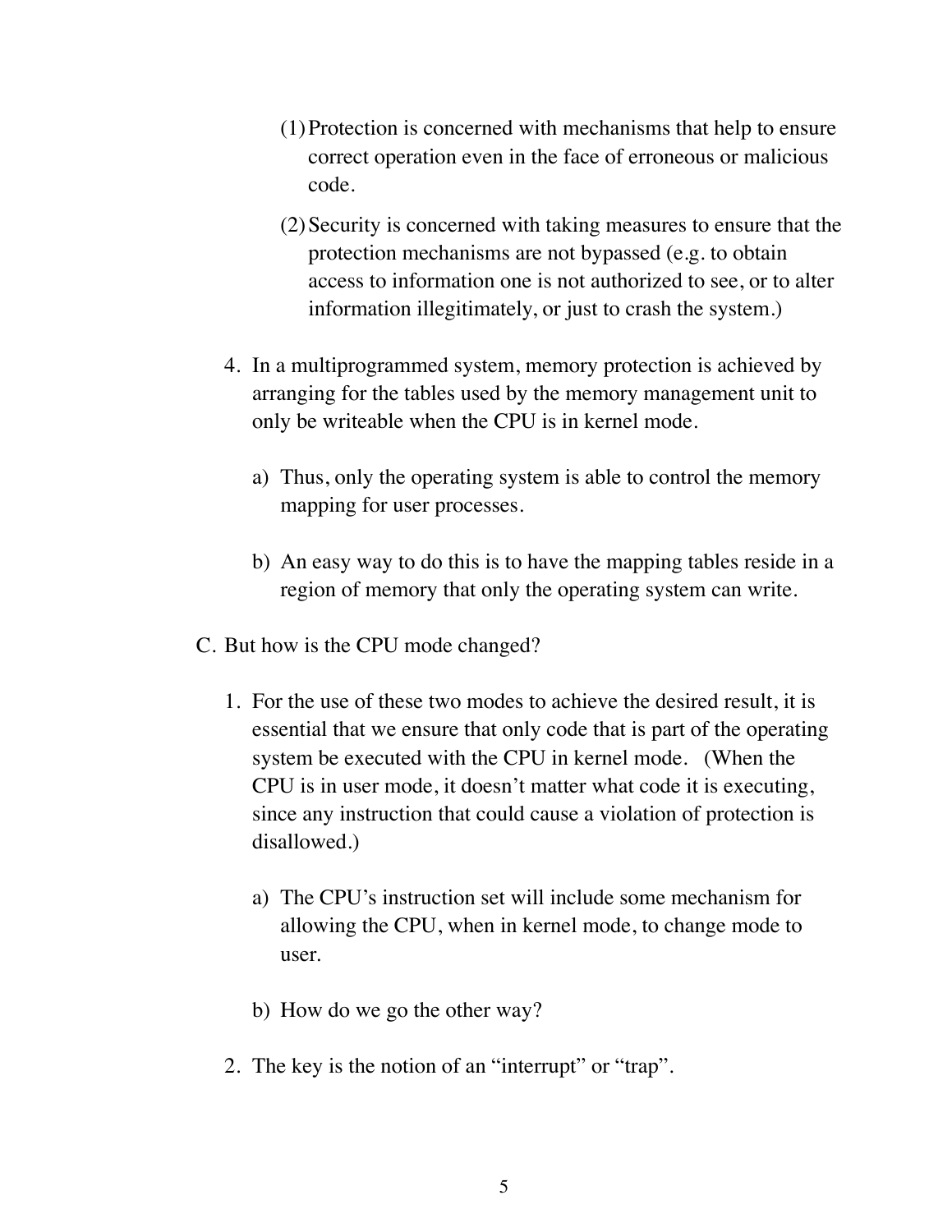(1) Protection is concerned with mechanisms that help to ensure correct operation even in the face of erroneous or malicious code.

(2) Security is concerned with taking measures to ensure that the protection mechanisms are not bypassed (e.g. to obtain access to information one is not authorized to see, or to alter information illegitimately, or just to crash the system.)

4. In a multiprogrammed system, memory protection is achieved by arranging for the tables used by the memory management unit to only be writeable when the CPU is in kernel mode.

    a) Thus, only the operating system is able to control the memory mapping for user processes.

    b) An easy way to do this is to have the mapping tables reside in a region of memory that only the operating system can write.

C. But how is the CPU mode changed?

1. For the use of these two modes to achieve the desired result, it is essential that we ensure that only code that is part of the operating system be executed with the CPU in kernel mode. (When the CPU is in user mode, it doesn't matter what code it is executing, since any instruction that could cause a violation of protection is disallowed.)

    a) The CPU's instruction set will include some mechanism for allowing the CPU, when in kernel mode, to change mode to user.

    b) How do we go the other way?

2. The key is the notion of an "interrupt" or "trap".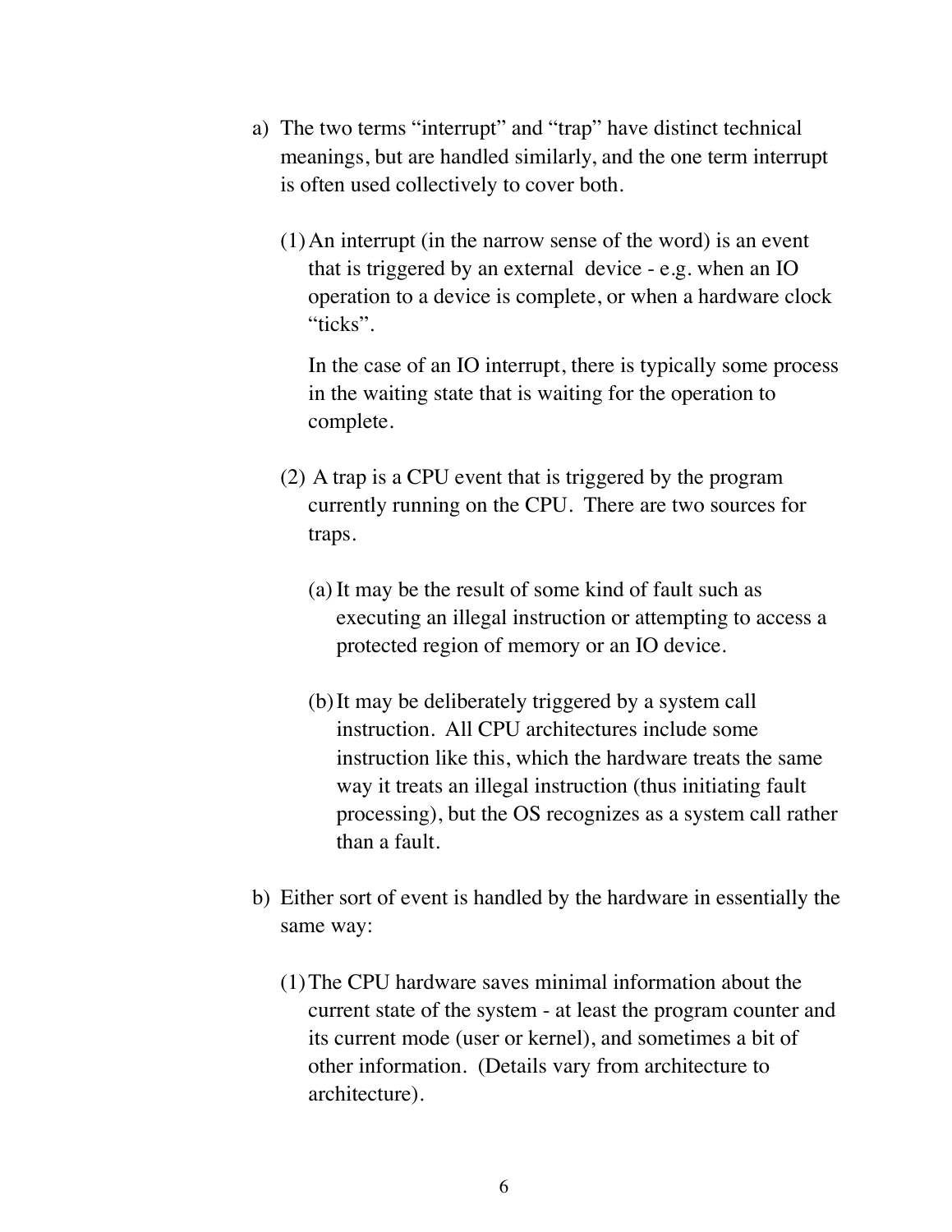a) The two terms “interrupt” and “trap” have distinct technical meanings, but are handled similarly, and the one term interrupt is often used collectively to cover both.

   (1) An interrupt (in the narrow sense of the word) is an event that is triggered by an external device - e.g. when an IO operation to a device is complete, or when a hardware clock “ticks”.

      In the case of an IO interrupt, there is typically some process in the waiting state that is waiting for the operation to complete.

   (2) A trap is a CPU event that is triggered by the program currently running on the CPU. There are two sources for traps.

      (a) It may be the result of some kind of fault such as executing an illegal instruction or attempting to access a protected region of memory or an IO device.

      (b) It may be deliberately triggered by a system call instruction. All CPU architectures include some instruction like this, which the hardware treats the same way it treats an illegal instruction (thus initiating fault processing), but the OS recognizes as a system call rather than a fault.

b) Either sort of event is handled by the hardware in essentially the same way:

   (1) The CPU hardware saves minimal information about the current state of the system - at least the program counter and its current mode (user or kernel), and sometimes a bit of other information. (Details vary from architecture to architecture).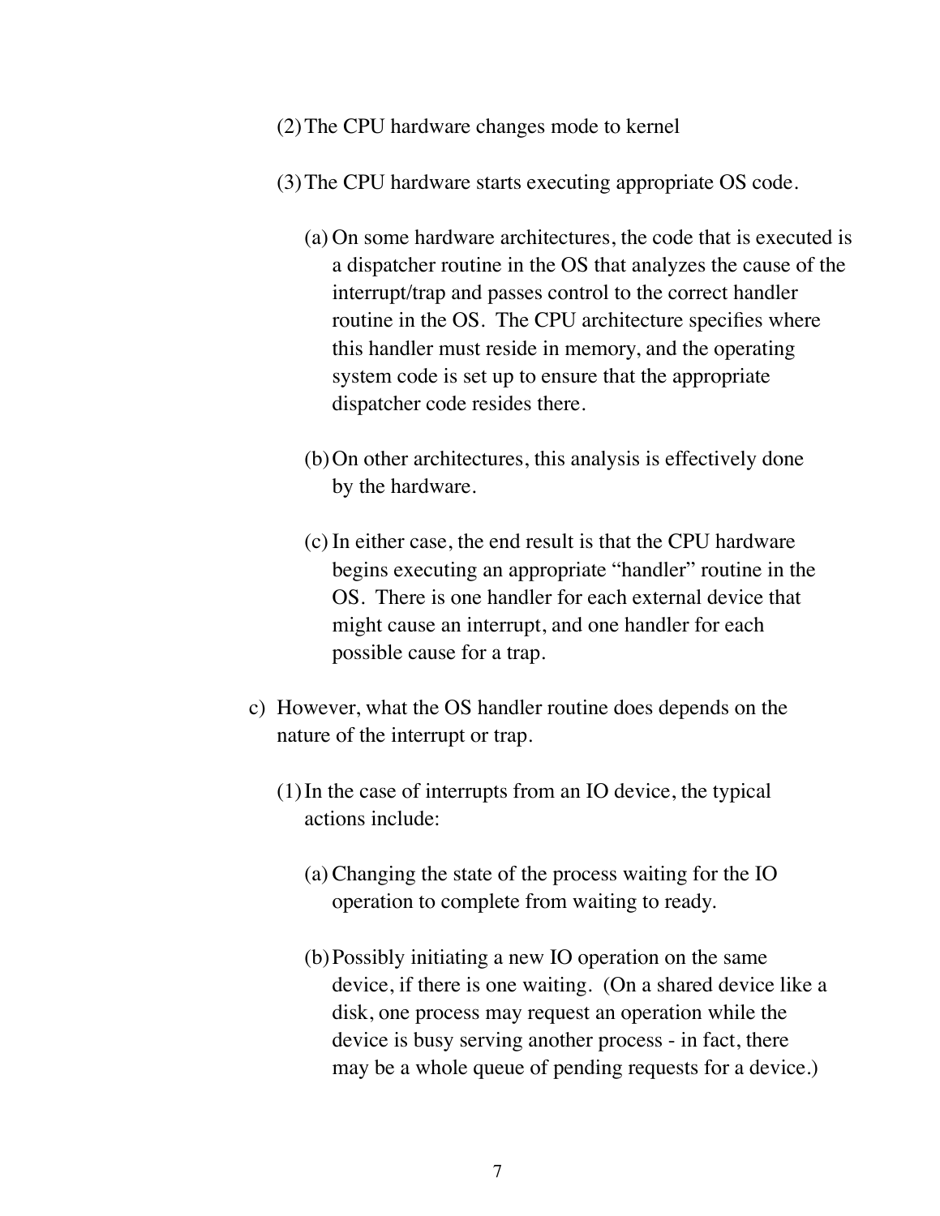(2) The CPU hardware changes mode to kernel

(3) The CPU hardware starts executing appropriate OS code.

   (a) On some hardware architectures, the code that is executed is a dispatcher routine in the OS that analyzes the cause of the interrupt/trap and passes control to the correct handler routine in the OS. The CPU architecture specifies where this handler must reside in memory, and the operating system code is set up to ensure that the appropriate dispatcher code resides there.

   (b) On other architectures, this analysis is effectively done by the hardware.

   (c) In either case, the end result is that the CPU hardware begins executing an appropriate "handler" routine in the OS. There is one handler for each external device that might cause an interrupt, and one handler for each possible cause for a trap.

c) However, what the OS handler routine does depends on the nature of the interrupt or trap.

(1) In the case of interrupts from an IO device, the typical actions include:

   (a) Changing the state of the process waiting for the IO operation to complete from waiting to ready.

   (b) Possibly initiating a new IO operation on the same device, if there is one waiting. (On a shared device like a disk, one process may request an operation while the device is busy serving another process - in fact, there may be a whole queue of pending requests for a device.)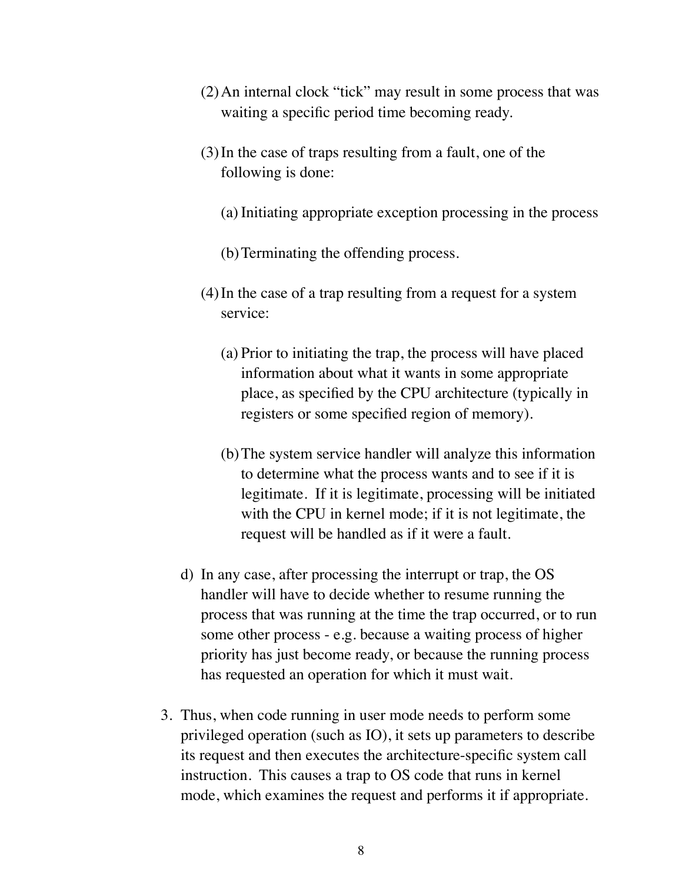(2) An internal clock "tick" may result in some process that was waiting a specific period time becoming ready.

(3) In the case of traps resulting from a fault, one of the following is done:

   (a) Initiating appropriate exception processing in the process

   (b) Terminating the offending process.

(4) In the case of a trap resulting from a request for a system service:

   (a) Prior to initiating the trap, the process will have placed information about what it wants in some appropriate place, as specified by the CPU architecture (typically in registers or some specified region of memory).

   (b) The system service handler will analyze this information to determine what the process wants and to see if it is legitimate. If it is legitimate, processing will be initiated with the CPU in kernel mode; if it is not legitimate, the request will be handled as if it were a fault.

d) In any case, after processing the interrupt or trap, the OS handler will have to decide whether to resume running the process that was running at the time the trap occurred, or to run some other process - e.g. because a waiting process of higher priority has just become ready, or because the running process has requested an operation for which it must wait.

3. Thus, when code running in user mode needs to perform some privileged operation (such as IO), it sets up parameters to describe its request and then executes the architecture-specific system call instruction. This causes a trap to OS code that runs in kernel mode, which examines the request and performs it if appropriate.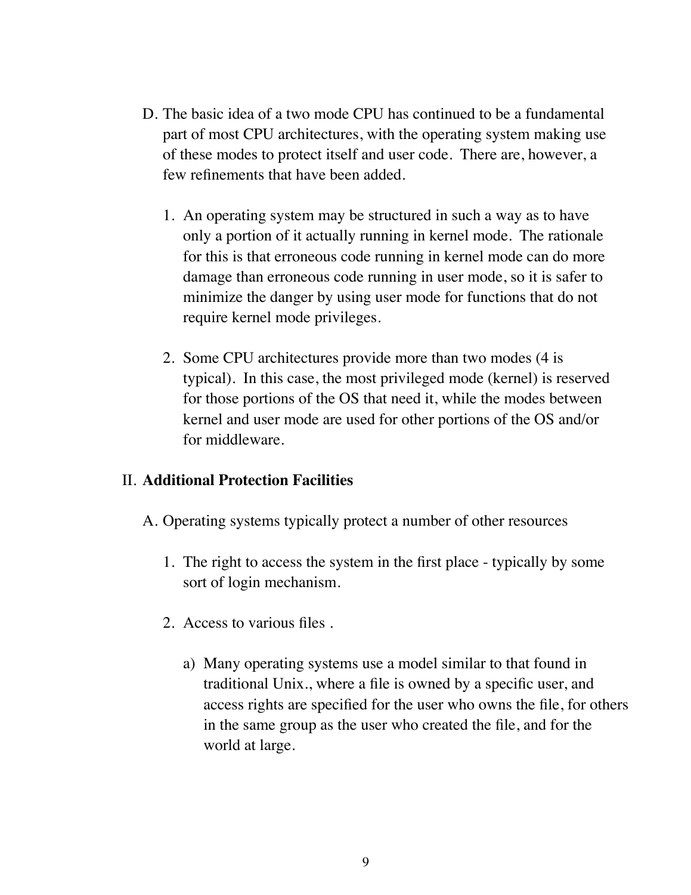D. The basic idea of a two mode CPU has continued to be a fundamental part of most CPU architectures, with the operating system making use of these modes to protect itself and user code. There are, however, a few refinements that have been added.

1. An operating system may be structured in such a way as to have only a portion of it actually running in kernel mode. The rationale for this is that erroneous code running in kernel mode can do more damage than erroneous code running in user mode, so it is safer to minimize the danger by using user mode for functions that do not require kernel mode privileges.

2. Some CPU architectures provide more than two modes (4 is typical). In this case, the most privileged mode (kernel) is reserved for those portions of the OS that need it, while the modes between kernel and user mode are used for other portions of the OS and/or for middleware.

II. **Additional Protection Facilities**

A. Operating systems typically protect a number of other resources

1. The right to access the system in the first place - typically by some sort of login mechanism.

2. Access to various files .

   a) Many operating systems use a model similar to that found in traditional Unix., where a file is owned by a specific user, and access rights are specified for the user who owns the file, for others in the same group as the user who created the file, and for the world at large.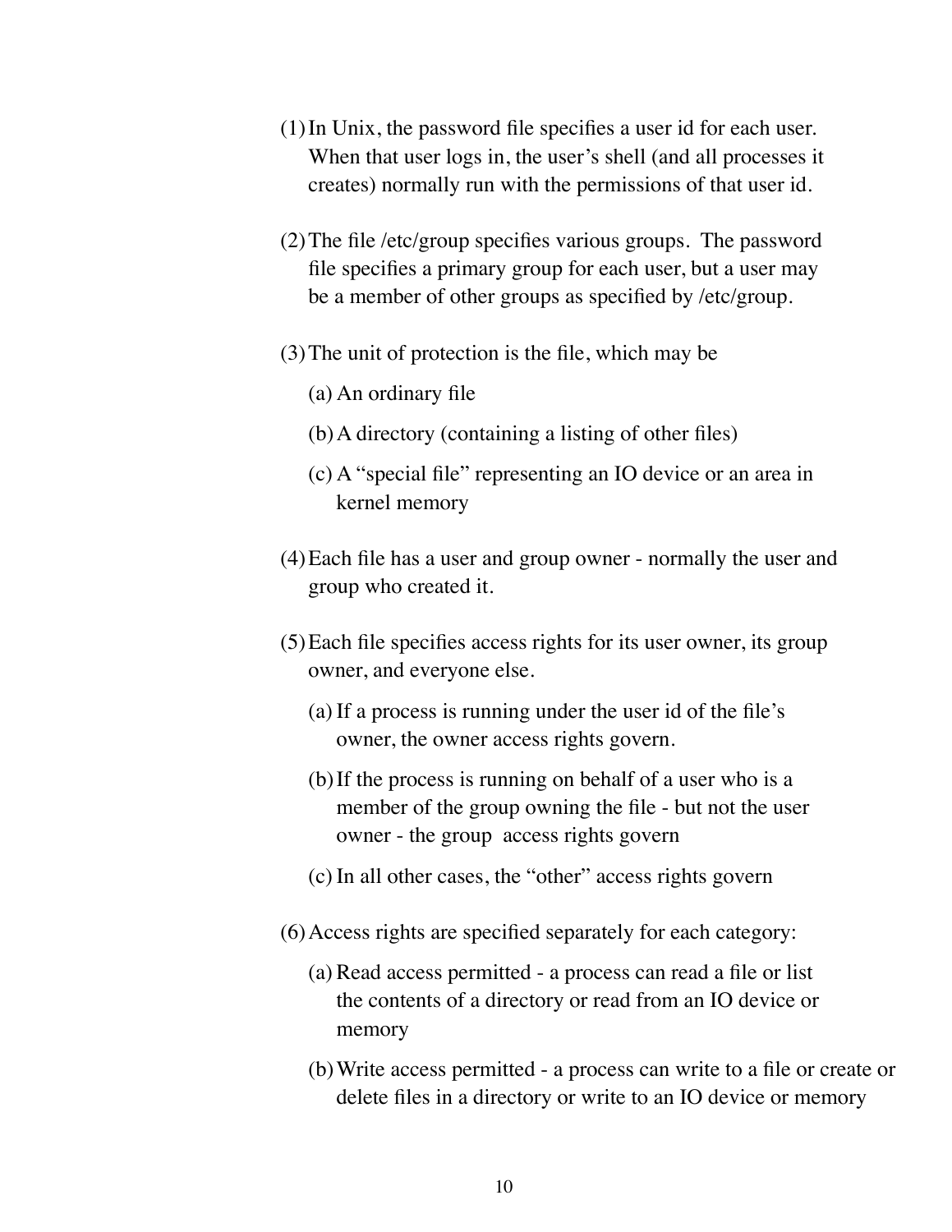(1) In Unix, the password file specifies a user id for each user. When that user logs in, the user's shell (and all processes it creates) normally run with the permissions of that user id.

(2) The file /etc/group specifies various groups. The password file specifies a primary group for each user, but a user may be a member of other groups as specified by /etc/group.

(3) The unit of protection is the file, which may be

   (a) An ordinary file

   (b) A directory (containing a listing of other files)

   (c) A "special file" representing an IO device or an area in kernel memory

(4) Each file has a user and group owner - normally the user and group who created it.

(5) Each file specifies access rights for its user owner, its group owner, and everyone else.

   (a) If a process is running under the user id of the file's owner, the owner access rights govern.

   (b) If the process is running on behalf of a user who is a member of the group owning the file - but not the user owner - the group access rights govern

   (c) In all other cases, the "other" access rights govern

(6) Access rights are specified separately for each category:

   (a) Read access permitted - a process can read a file or list the contents of a directory or read from an IO device or memory

   (b) Write access permitted - a process can write to a file or create or delete files in a directory or write to an IO device or memory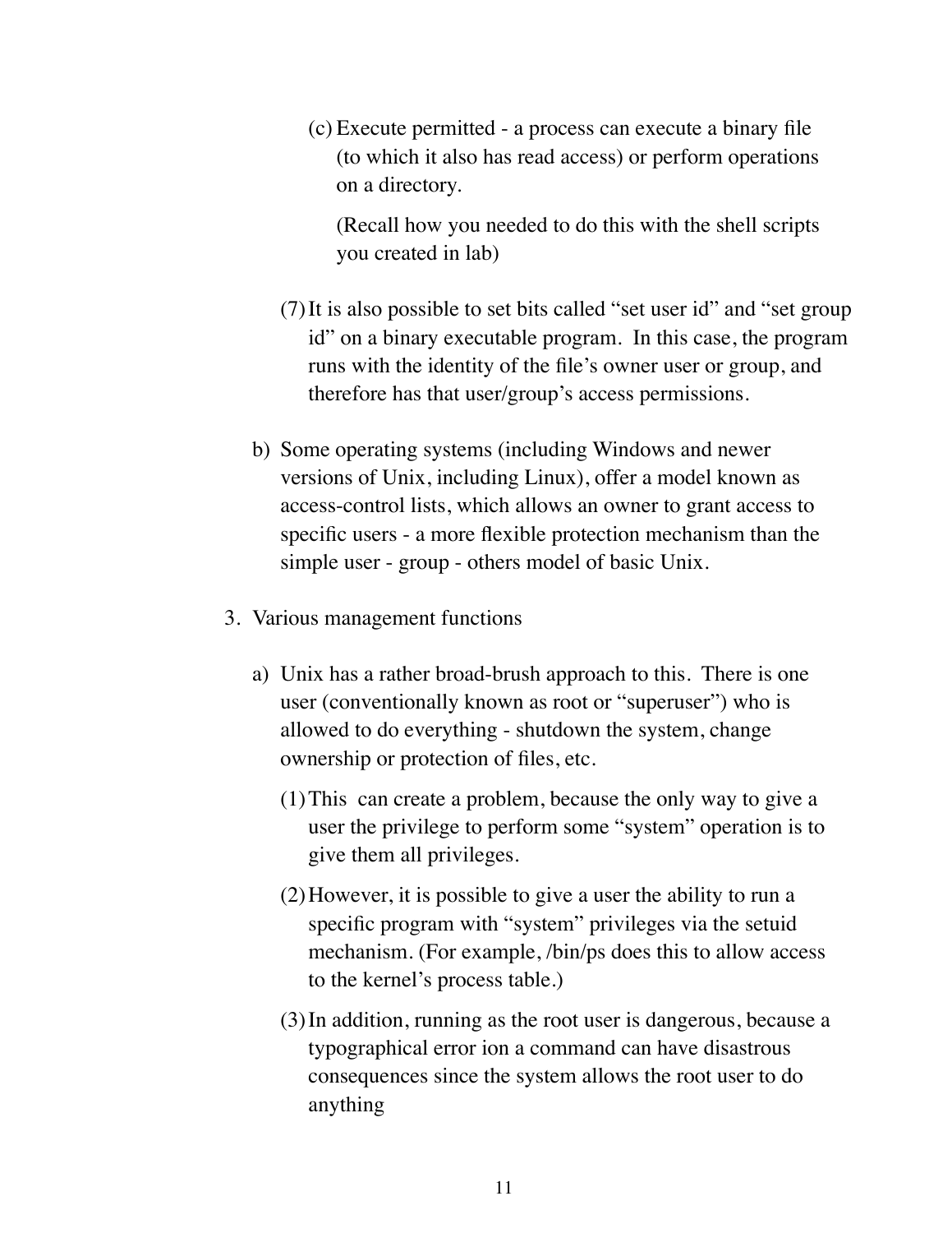(c) Execute permitted - a process can execute a binary file (to which it also has read access) or perform operations on a directory.

(Recall how you needed to do this with the shell scripts you created in lab)

(7) It is also possible to set bits called “set user id” and “set group id” on a binary executable program. In this case, the program runs with the identity of the file’s owner user or group, and therefore has that user/group’s access permissions.

b) Some operating systems (including Windows and newer versions of Unix, including Linux), offer a model known as access-control lists, which allows an owner to grant access to specific users - a more flexible protection mechanism than the simple user - group - others model of basic Unix.

3. Various management functions

a) Unix has a rather broad-brush approach to this. There is one user (conventionally known as root or “superuser”) who is allowed to do everything - shutdown the system, change ownership or protection of files, etc.

(1) This can create a problem, because the only way to give a user the privilege to perform some “system” operation is to give them all privileges.

(2) However, it is possible to give a user the ability to run a specific program with “system” privileges via the setuid mechanism. (For example, /bin/ps does this to allow access to the kernel’s process table.)

(3) In addition, running as the root user is dangerous, because a typographical error ion a command can have disastrous consequences since the system allows the root user to do anything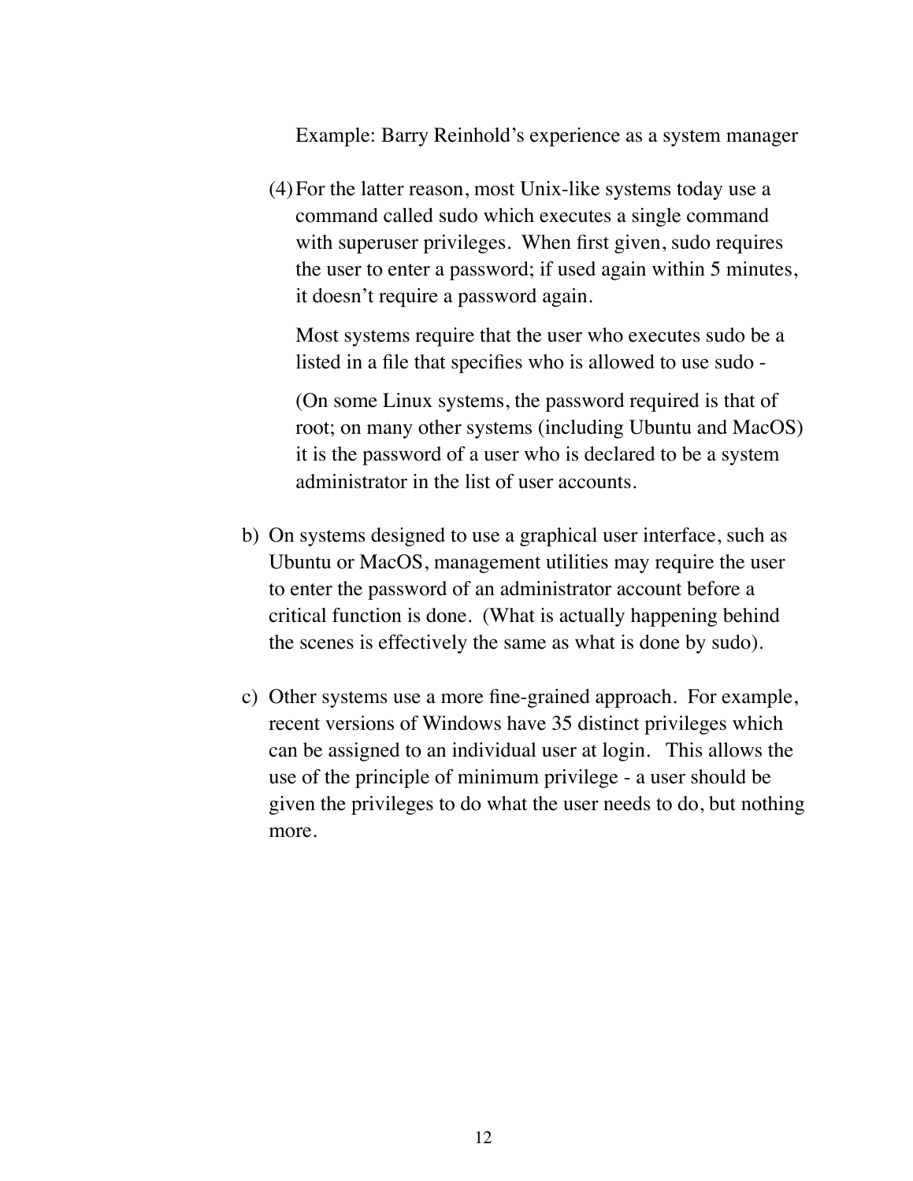Example: Barry Reinhold's experience as a system manager

(4) For the latter reason, most Unix-like systems today use a command called sudo which executes a single command with superuser privileges. When first given, sudo requires the user to enter a password; if used again within 5 minutes, it doesn't require a password again.

Most systems require that the user who executes sudo be a listed in a file that specifies who is allowed to use sudo -

(On some Linux systems, the password required is that of root; on many other systems (including Ubuntu and MacOS) it is the password of a user who is declared to be a system administrator in the list of user accounts.

b) On systems designed to use a graphical user interface, such as Ubuntu or MacOS, management utilities may require the user to enter the password of an administrator account before a critical function is done. (What is actually happening behind the scenes is effectively the same as what is done by sudo).

c) Other systems use a more fine-grained approach. For example, recent versions of Windows have 35 distinct privileges which can be assigned to an individual user at login. This allows the use of the principle of minimum privilege - a user should be given the privileges to do what the user needs to do, but nothing more.